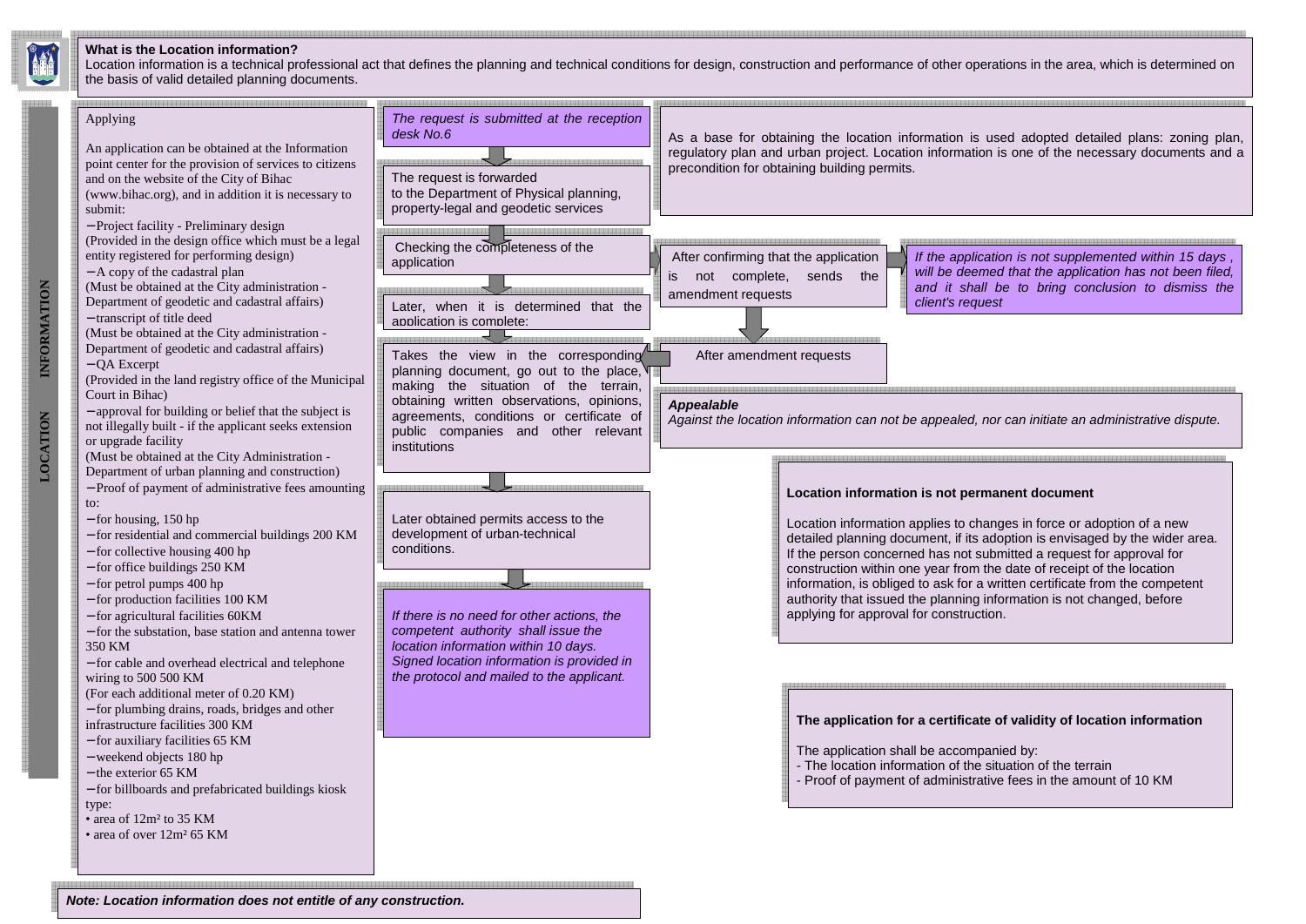# LOCATION INFORMATION

**What is the Location information?**

Location information is a technical professional act that defines the planning and technical conditions for design, construction and performance of other operations in the area, which is determined on the basis of valid detailed planning documents.

## Applying

An application can be obtained at the Information point center for the provision of services to citizens and on the website of the City of Bihac (www.bihac.org), and in addition it is necessary to submit:

- Project facility - Preliminary design (Provided in the design office which must be a legal entity registered for performing design)
- A copy of the cadastral plan (Must be obtained at the City administration - Department of geodetic and cadastral affairs)
- transcript of title deed (Must be obtained at the City administration - Department of geodetic and cadastral affairs)
- QA Excerpt (Provided in the land registry office of the Municipal Court in Bihac)
- approval for building or belief that the subject is not illegally built - if the applicant seeks extension or upgrade facility (Must be obtained at the City Administration - Department of urban planning and construction)
- Proof of payment of administrative fees amounting to:
- for housing, 150 hp
- for residential and commercial buildings 200 KM
- for collective housing 400 hp
- for office buildings 250 KM
- for petrol pumps 400 hp
- for production facilities 100 KM
- for agricultural facilities 60KM
- for the substation, base station and antenna tower 350 KM
- for cable and overhead electrical and telephone wiring to 500 500 KM (For each additional meter of 0.20 KM)
- for plumbing drains, roads, bridges and other infrastructure facilities 300 KM
- for auxiliary facilities 65 KM
- weekend objects 180 hp
- the exterior 65 KM
- for billboards and prefabricated buildings kiosk type:
  - area of 12m² to 35 KM
  - area of over 12m² 65 KM

## Procedure

*The request is submitted at the reception desk No.6*

The request is forwarded to the Department of Physical planning, property-legal and geodetic services

Checking the completeness of the application

After confirming that the application is not complete, sends the amendment requests

*If the application is not supplemented within 15 days , will be deemed that the application has not been filed, and it shall be to bring conclusion to dismiss the client's request*

After amendment requests

Later, when it is determined that the application is complete:

Takes the view in the corresponding planning document, go out to the place, making the situation of the terrain, obtaining written observations, opinions, agreements, conditions or certificate of public companies and other relevant institutions

Later obtained permits access to the development of urban-technical conditions.

*If there is no need for other actions, the competent authority shall issue the location information within 10 days. Signed location information is provided in the protocol and mailed to the applicant.*

As a base for obtaining the location information is used adopted detailed plans: zoning plan, regulatory plan and urban project. Location information is one of the necessary documents and a precondition for obtaining building permits.

***Appealable***

*Against the location information can not be appealed, nor can initiate an administrative dispute.*

**Location information is not permanent document**

Location information applies to changes in force or adoption of a new detailed planning document, if its adoption is envisaged by the wider area. If the person concerned has not submitted a request for approval for construction within one year from the date of receipt of the location information, is obliged to ask for a written certificate from the competent authority that issued the planning information is not changed, before applying for approval for construction.

**The application for a certificate of validity of location information**

The application shall be accompanied by:

- The location information of the situation of the terrain
- Proof of payment of administrative fees in the amount of 10 KM

***Note: Location information does not entitle of any construction.***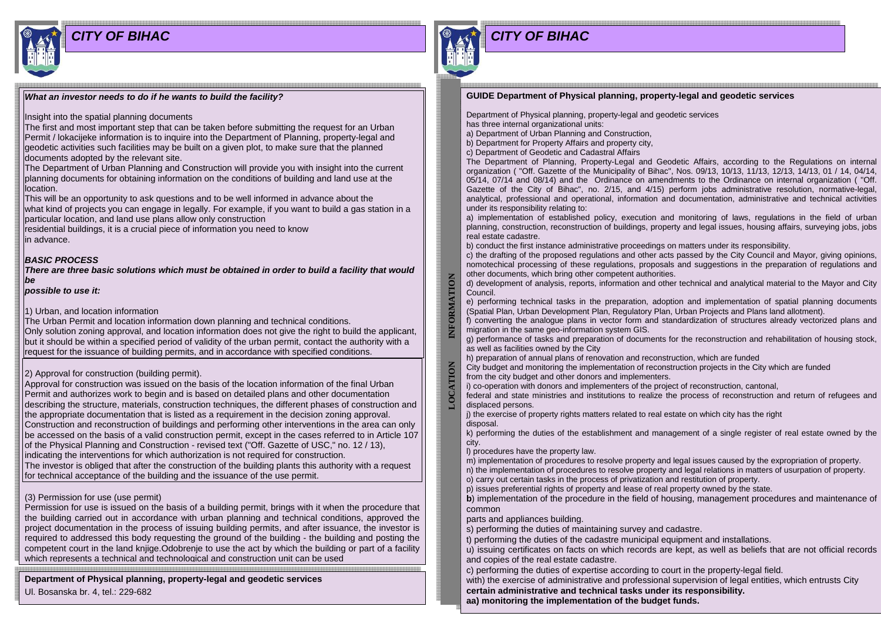# CITY OF BIHAC

***What an investor needs to do if he wants to build the facility?***

Insight into the spatial planning documents

The first and most important step that can be taken before submitting the request for an Urban Permit / lokacijeke information is to inquire into the Department of Planning, property-legal and geodetic activities such facilities may be built on a given plot, to make sure that the planned documents adopted by the relevant site.

The Department of Urban Planning and Construction will provide you with insight into the current planning documents for obtaining information on the conditions of building and land use at the location.

This will be an opportunity to ask questions and to be well informed in advance about the what kind of projects you can engage in legally. For example, if you want to build a gas station in a particular location, and land use plans allow only construction residential buildings, it is a crucial piece of information you need to know in advance.

***BASIC PROCESS***

***There are three basic solutions which must be obtained in order to build a facility that would be possible to use it:***

1) Urban, and location information

The Urban Permit and location information down planning and technical conditions.

Only solution zoning approval, and location information does not give the right to build the applicant, but it should be within a specified period of validity of the urban permit, contact the authority with a request for the issuance of building permits, and in accordance with specified conditions.

2) Approval for construction (building permit).

Approval for construction was issued on the basis of the location information of the final Urban Permit and authorizes work to begin and is based on detailed plans and other documentation describing the structure, materials, construction techniques, the different phases of construction and the appropriate documentation that is listed as a requirement in the decision zoning approval. Construction and reconstruction of buildings and performing other interventions in the area can only be accessed on the basis of a valid construction permit, except in the cases referred to in Article 107 of the Physical Planning and Construction - revised text ("Off. Gazette of USC," no. 12 / 13), indicating the interventions for which authorization is not required for construction.

The investor is obliged that after the construction of the building plants this authority with a request for technical acceptance of the building and the issuance of the use permit.

(3) Permission for use (use permit)

Permission for use is issued on the basis of a building permit, brings with it when the procedure that the building carried out in accordance with urban planning and technical conditions, approved the project documentation in the process of issuing building permits, and after issuance, the investor is required to addressed this body requesting the ground of the building - the building and posting the competent court in the land knjige.Odobrenje to use the act by which the building or part of a facility which represents a technical and technological and construction unit can be used

**Department of Physical planning, property-legal and geodetic services**

Ul. Bosanska br. 4, tel.: 229-682

# CITY OF BIHAC

LOCATION INFORMATION

**GUIDE Department of Physical planning, property-legal and geodetic services**

Department of Physical planning, property-legal and geodetic services has three internal organizational units:

a) Department of Urban Planning and Construction,
b) Department for Property Affairs and property city,
c) Department of Geodetic and Cadastral Affairs

The Department of Planning, Property-Legal and Geodetic Affairs, according to the Regulations on internal organization ( "Off. Gazette of the Municipality of Bihac", Nos. 09/13, 10/13, 11/13, 12/13, 14/13, 01 / 14, 04/14, 05/14, 07/14 and 08/14) and the Ordinance on amendments to the Ordinance on internal organization ( "Off. Gazette of the City of Bihac", no. 2/15, and 4/15) perform jobs administrative resolution, normative-legal, analytical, professional and operational, information and documentation, administrative and technical activities under its responsibility relating to:

a) implementation of established policy, execution and monitoring of laws, regulations in the field of urban planning, construction, reconstruction of buildings, property and legal issues, housing affairs, surveying jobs, jobs real estate cadastre.

b) conduct the first instance administrative proceedings on matters under its responsibility.

c) the drafting of the proposed regulations and other acts passed by the City Council and Mayor, giving opinions, nomotechical processing of these regulations, proposals and suggestions in the preparation of regulations and other documents, which bring other competent authorities.

d) development of analysis, reports, information and other technical and analytical material to the Mayor and City Council.

e) performing technical tasks in the preparation, adoption and implementation of spatial planning documents (Spatial Plan, Urban Development Plan, Regulatory Plan, Urban Projects and Plans land allotment).

f) converting the analogue plans in vector form and standardization of structures already vectorized plans and migration in the same geo-information system GIS.

g) performance of tasks and preparation of documents for the reconstruction and rehabilitation of housing stock, as well as facilities owned by the City

h) preparation of annual plans of renovation and reconstruction, which are funded City budget and monitoring the implementation of reconstruction projects in the City which are funded from the city budget and other donors and implementers.

i) co-operation with donors and implementers of the project of reconstruction, cantonal, federal and state ministries and institutions to realize the process of reconstruction and return of refugees and displaced persons.

j) the exercise of property rights matters related to real estate on which city has the right disposal.

k) performing the duties of the establishment and management of a single register of real estate owned by the city.

l) procedures have the property law.

m) implementation of procedures to resolve property and legal issues caused by the expropriation of property.

n) the implementation of procedures to resolve property and legal relations in matters of usurpation of property.

o) carry out certain tasks in the process of privatization and restitution of property.

p) issues preferential rights of property and lease of real property owned by the state.

**b**) implementation of the procedure in the field of housing, management procedures and maintenance of common parts and appliances building.

s) performing the duties of maintaining survey and cadastre.

t) performing the duties of the cadastre municipal equipment and installations.

u) issuing certificates on facts on which records are kept, as well as beliefs that are not official records and copies of the real estate cadastre.

c) performing the duties of expertise according to court in the property-legal field.

with) the exercise of administrative and professional supervision of legal entities, which entrusts City **certain administrative and technical tasks under its responsibility.**

**aa) monitoring the implementation of the budget funds.**